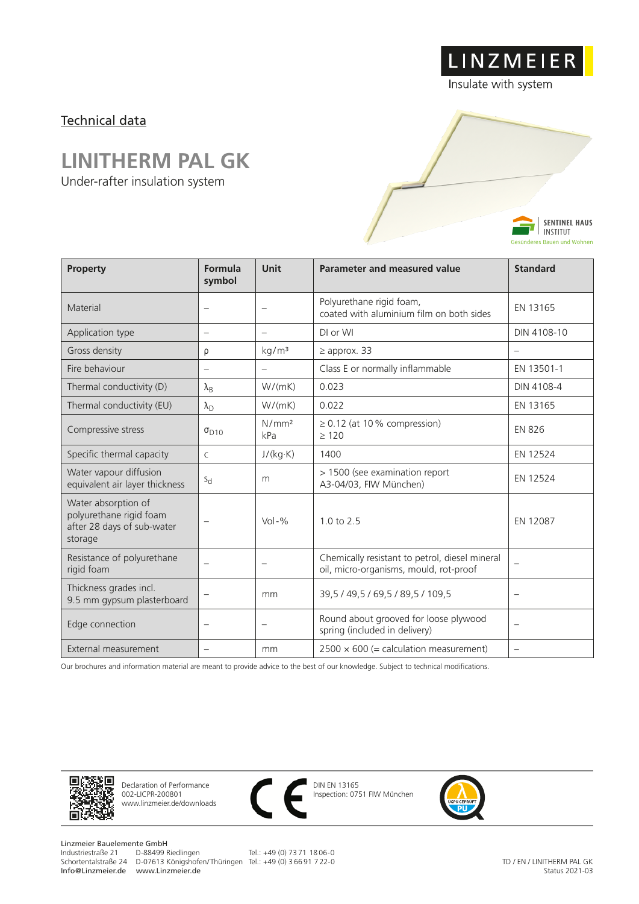LINZMEIER

Insulate with system

Technical data

# LINITHERM PAL GK

Under-rafter insulation system

SENTINEL HAUS INSTITUT

Gesünderes Bauen und Wohnen

| Property | Formula symbol | Unit | Parameter and measured value | Standard |
|---|---|---|---|---|
| Material | – | – | Polyurethane rigid foam, coated with aluminium film on both sides | EN 13165 |
| Application type | – | – | DI or WI | DIN 4108-10 |
| Gross density | $\rho$ | kg/m³ | ≥ approx. 33 | – |
| Fire behaviour | – | – | Class E or normally inflammable | EN 13501-1 |
| Thermal conductivity (D) | $\lambda_B$ | W/(mK) | 0.023 | DIN 4108-4 |
| Thermal conductivity (EU) | $\lambda_D$ | W/(mK) | 0.022 | EN 13165 |
| Compressive stress | $\sigma_{D10}$ | N/mm² kPa | ≥ 0.12 (at 10 % compression) ≥ 120 | EN 826 |
| Specific thermal capacity | c | J/(kg·K) | 1400 | EN 12524 |
| Water vapour diffusion equivalent air layer thickness | $s_d$ | m | > 1500 (see examination report A3-04/03, FIW München) | EN 12524 |
| Water absorption of polyurethane rigid foam after 28 days of sub-water storage | – | Vol-% | 1.0 to 2.5 | EN 12087 |
| Resistance of polyurethane rigid foam | – | – | Chemically resistant to petrol, diesel mineral oil, micro-organisms, mould, rot-proof | – |
| Thickness grades incl. 9.5 mm gypsum plasterboard | – | mm | 39,5 / 49,5 / 69,5 / 89,5 / 109,5 | – |
| Edge connection | – | – | Round about grooved for loose plywood spring (included in delivery) | – |
| External measurement | – | mm | 2500 × 600 (= calculation measurement) | – |

Our brochures and information material are meant to provide advice to the best of our knowledge. Subject to technical modifications.

Declaration of Performance
002-LICPR-200801
www.linzmeier.de/downloads

DIN EN 13165
Inspection: 0751 FIW München

Linzmeier Bauelemente GmbH
Industriestraße 21 D-88499 Riedlingen Tel.: +49 (0) 73 71 18 06-0
Schortentalstraße 24 D-07613 Königshofen/Thüringen Tel.: +49 (0) 3 66 91 7 22-0
Info@Linzmeier.de www.Linzmeier.de

TD / EN / LINITHERM PAL GK
Status 2021-03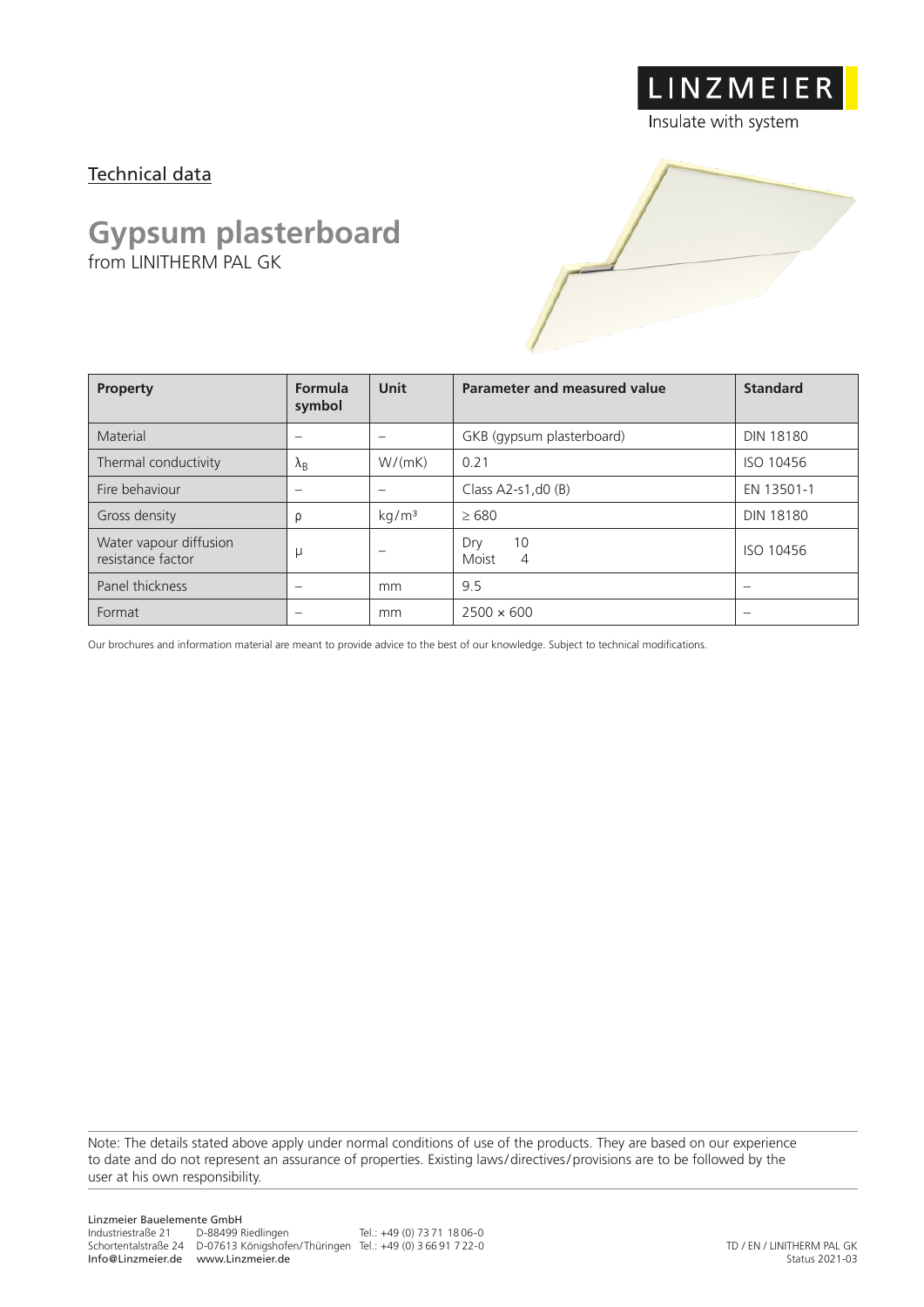LINZMEIER

Insulate with system

Technical data

# Gypsum plasterboard

from LINITHERM PAL GK

| Property | Formula symbol | Unit | Parameter and measured value | Standard |
|---|---|---|---|---|
| Material | – | – | GKB (gypsum plasterboard) | DIN 18180 |
| Thermal conductivity | $\lambda_B$ | W/(mK) | 0.21 | ISO 10456 |
| Fire behaviour | – | – | Class A2-s1,d0 (B) | EN 13501-1 |
| Gross density | ρ | kg/m³ | ≥ 680 | DIN 18180 |
| Water vapour diffusion resistance factor | μ | – | Dry 10<br>Moist 4 | ISO 10456 |
| Panel thickness | – | mm | 9.5 | – |
| Format | – | mm | 2500 × 600 | – |

Our brochures and information material are meant to provide advice to the best of our knowledge. Subject to technical modifications.

Note: The details stated above apply under normal conditions of use of the products. They are based on our experience to date and do not represent an assurance of properties. Existing laws/directives/provisions are to be followed by the user at his own responsibility.

Linzmeier Bauelemente GmbH
Industriestraße 21 D-88499 Riedlingen Tel.: +49 (0) 73 71 18 06-0
Schortentalstraße 24 D-07613 Königshofen/Thüringen Tel.: +49 (0) 3 66 91 7 22-0
Info@Linzmeier.de www.Linzmeier.de

TD / EN / LINITHERM PAL GK
Status 2021-03